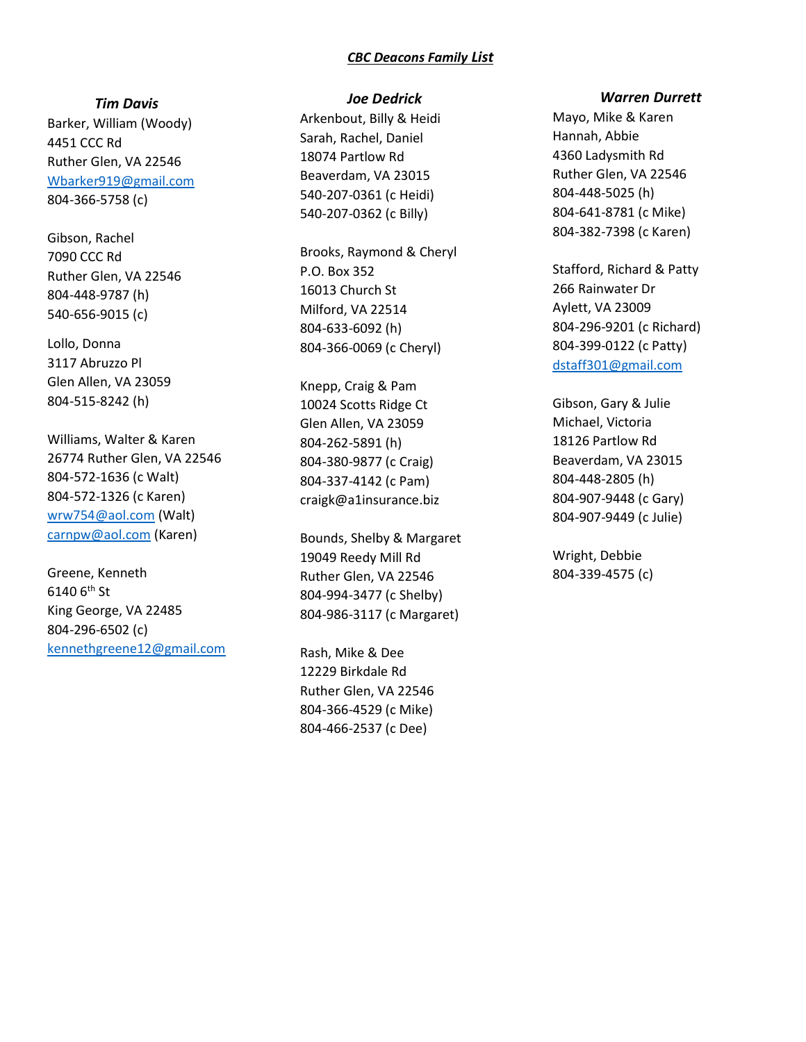# *CBC Deacons Family List*

### *Tim Davis*

Barker, William (Woody)
4451 CCC Rd
Ruther Glen, VA 22546
Wbarker919@gmail.com
804-366-5758 (c)

Gibson, Rachel
7090 CCC Rd
Ruther Glen, VA 22546
804-448-9787 (h)
540-656-9015 (c)

Lollo, Donna
3117 Abruzzo Pl
Glen Allen, VA 23059
804-515-8242 (h)

Williams, Walter & Karen
26774 Ruther Glen, VA 22546
804-572-1636 (c Walt)
804-572-1326 (c Karen)
wrw754@aol.com (Walt)
carnpw@aol.com (Karen)

Greene, Kenneth
6140 6th St
King George, VA 22485
804-296-6502 (c)
kennethgreene12@gmail.com

### *Joe Dedrick*

Arkenbout, Billy & Heidi
Sarah, Rachel, Daniel
18074 Partlow Rd
Beaverdam, VA 23015
540-207-0361 (c Heidi)
540-207-0362 (c Billy)

Brooks, Raymond & Cheryl
P.O. Box 352
16013 Church St
Milford, VA 22514
804-633-6092 (h)
804-366-0069 (c Cheryl)

Knepp, Craig & Pam
10024 Scotts Ridge Ct
Glen Allen, VA 23059
804-262-5891 (h)
804-380-9877 (c Craig)
804-337-4142 (c Pam)
craigk@a1insurance.biz

Bounds, Shelby & Margaret
19049 Reedy Mill Rd
Ruther Glen, VA 22546
804-994-3477 (c Shelby)
804-986-3117 (c Margaret)

Rash, Mike & Dee
12229 Birkdale Rd
Ruther Glen, VA 22546
804-366-4529 (c Mike)
804-466-2537 (c Dee)

### *Warren Durrett*

Mayo, Mike & Karen
Hannah, Abbie
4360 Ladysmith Rd
Ruther Glen, VA 22546
804-448-5025 (h)
804-641-8781 (c Mike)
804-382-7398 (c Karen)

Stafford, Richard & Patty
266 Rainwater Dr
Aylett, VA 23009
804-296-9201 (c Richard)
804-399-0122 (c Patty)
dstaff301@gmail.com

Gibson, Gary & Julie
Michael, Victoria
18126 Partlow Rd
Beaverdam, VA 23015
804-448-2805 (h)
804-907-9448 (c Gary)
804-907-9449 (c Julie)

Wright, Debbie
804-339-4575 (c)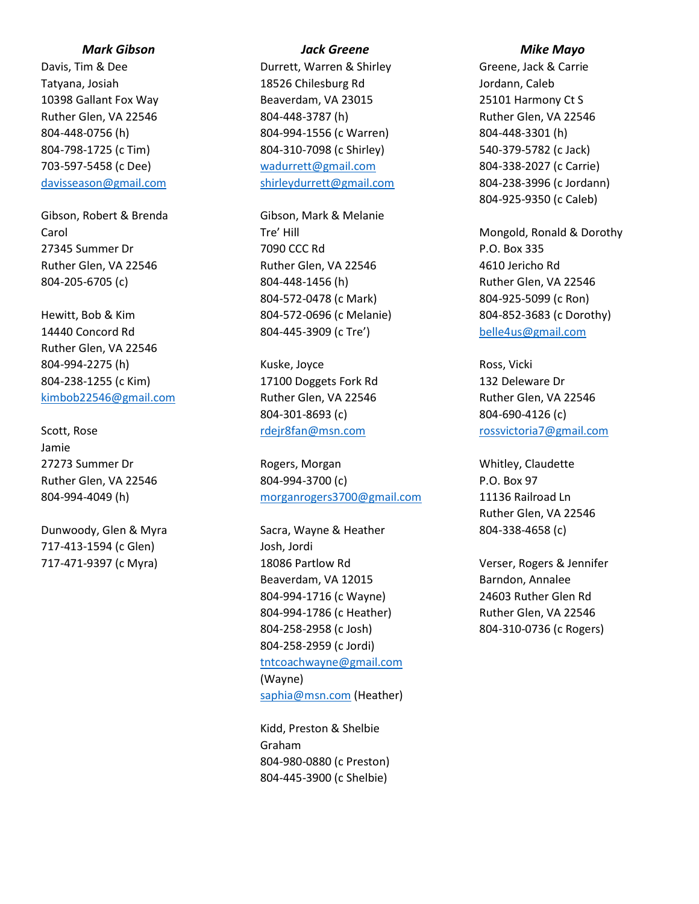### *Mark Gibson*

Davis, Tim & Dee
Tatyana, Josiah
10398 Gallant Fox Way
Ruther Glen, VA 22546
804-448-0756 (h)
804-798-1725 (c Tim)
703-597-5458 (c Dee)
davisseason@gmail.com

Gibson, Robert & Brenda
Carol
27345 Summer Dr
Ruther Glen, VA 22546
804-205-6705 (c)

Hewitt, Bob & Kim
14440 Concord Rd
Ruther Glen, VA 22546
804-994-2275 (h)
804-238-1255 (c Kim)
kimbob22546@gmail.com

Scott, Rose
Jamie
27273 Summer Dr
Ruther Glen, VA 22546
804-994-4049 (h)

Dunwoody, Glen & Myra
717-413-1594 (c Glen)
717-471-9397 (c Myra)

### *Jack Greene*

Durrett, Warren & Shirley
18526 Chilesburg Rd
Beaverdam, VA 23015
804-448-3787 (h)
804-994-1556 (c Warren)
804-310-7098 (c Shirley)
wadurrett@gmail.com
shirleydurrett@gmail.com

Gibson, Mark & Melanie
Tre' Hill
7090 CCC Rd
Ruther Glen, VA 22546
804-448-1456 (h)
804-572-0478 (c Mark)
804-572-0696 (c Melanie)
804-445-3909 (c Tre')

Kuske, Joyce
17100 Doggets Fork Rd
Ruther Glen, VA 22546
804-301-8693 (c)
rdejr8fan@msn.com

Rogers, Morgan
804-994-3700 (c)
morganrogers3700@gmail.com

Sacra, Wayne & Heather
Josh, Jordi
18086 Partlow Rd
Beaverdam, VA 12015
804-994-1716 (c Wayne)
804-994-1786 (c Heather)
804-258-2958 (c Josh)
804-258-2959 (c Jordi)
tntcoachwayne@gmail.com (Wayne)
saphia@msn.com (Heather)

Kidd, Preston & Shelbie
Graham
804-980-0880 (c Preston)
804-445-3900 (c Shelbie)

### *Mike Mayo*

Greene, Jack & Carrie
Jordann, Caleb
25101 Harmony Ct S
Ruther Glen, VA 22546
804-448-3301 (h)
540-379-5782 (c Jack)
804-338-2027 (c Carrie)
804-238-3996 (c Jordann)
804-925-9350 (c Caleb)

Mongold, Ronald & Dorothy
P.O. Box 335
4610 Jericho Rd
Ruther Glen, VA 22546
804-925-5099 (c Ron)
804-852-3683 (c Dorothy)
belle4us@gmail.com

Ross, Vicki
132 Deleware Dr
Ruther Glen, VA 22546
804-690-4126 (c)
rossvictoria7@gmail.com

Whitley, Claudette
P.O. Box 97
11136 Railroad Ln
Ruther Glen, VA 22546
804-338-4658 (c)

Verser, Rogers & Jennifer
Barndon, Annalee
24603 Ruther Glen Rd
Ruther Glen, VA 22546
804-310-0736 (c Rogers)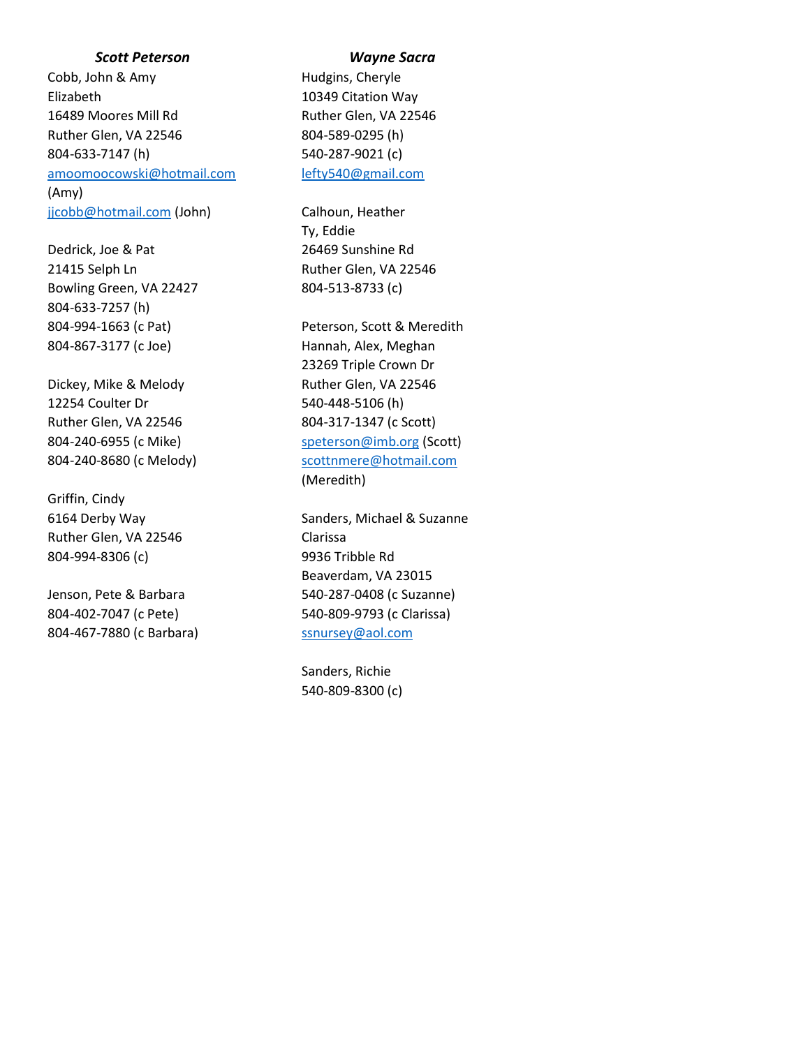***Scott Peterson***

Cobb, John & Amy
Elizabeth
16489 Moores Mill Rd
Ruther Glen, VA 22546
804-633-7147 (h)
amoomoocowski@hotmail.com (Amy)
jjcobb@hotmail.com (John)

Dedrick, Joe & Pat
21415 Selph Ln
Bowling Green, VA 22427
804-633-7257 (h)
804-994-1663 (c Pat)
804-867-3177 (c Joe)

Dickey, Mike & Melody
12254 Coulter Dr
Ruther Glen, VA 22546
804-240-6955 (c Mike)
804-240-8680 (c Melody)

Griffin, Cindy
6164 Derby Way
Ruther Glen, VA 22546
804-994-8306 (c)

Jenson, Pete & Barbara
804-402-7047 (c Pete)
804-467-7880 (c Barbara)

***Wayne Sacra***

Hudgins, Cheryle
10349 Citation Way
Ruther Glen, VA 22546
804-589-0295 (h)
540-287-9021 (c)
lefty540@gmail.com

Calhoun, Heather
Ty, Eddie
26469 Sunshine Rd
Ruther Glen, VA 22546
804-513-8733 (c)

Peterson, Scott & Meredith
Hannah, Alex, Meghan
23269 Triple Crown Dr
Ruther Glen, VA 22546
540-448-5106 (h)
804-317-1347 (c Scott)
speterson@imb.org (Scott)
scottnmere@hotmail.com (Meredith)

Sanders, Michael & Suzanne
Clarissa
9936 Tribble Rd
Beaverdam, VA 23015
540-287-0408 (c Suzanne)
540-809-9793 (c Clarissa)
ssnursey@aol.com

Sanders, Richie
540-809-8300 (c)